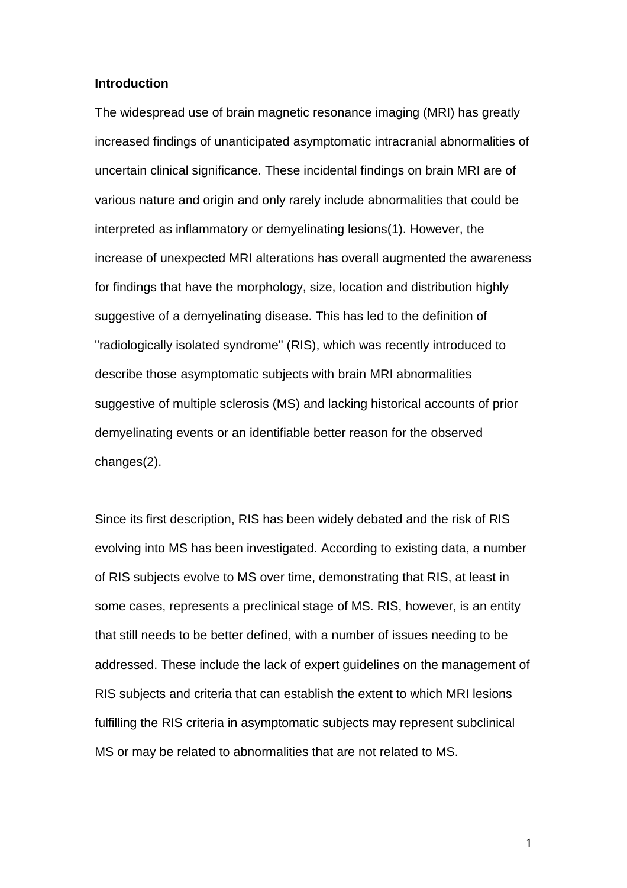## Introduction

The widespread use of brain magnetic resonance imaging (MRI) has greatly increased findings of unanticipated asymptomatic intracranial abnormalities of uncertain clinical significance. These incidental findings on brain MRI are of various nature and origin and only rarely include abnormalities that could be interpreted as inflammatory or demyelinating lesions(1). However, the increase of unexpected MRI alterations has overall augmented the awareness for findings that have the morphology, size, location and distribution highly suggestive of a demyelinating disease. This has led to the definition of "radiologically isolated syndrome" (RIS), which was recently introduced to describe those asymptomatic subjects with brain MRI abnormalities suggestive of multiple sclerosis (MS) and lacking historical accounts of prior demyelinating events or an identifiable better reason for the observed changes(2).

Since its first description, RIS has been widely debated and the risk of RIS evolving into MS has been investigated. According to existing data, a number of RIS subjects evolve to MS over time, demonstrating that RIS, at least in some cases, represents a preclinical stage of MS. RIS, however, is an entity that still needs to be better defined, with a number of issues needing to be addressed. These include the lack of expert guidelines on the management of RIS subjects and criteria that can establish the extent to which MRI lesions fulfilling the RIS criteria in asymptomatic subjects may represent subclinical MS or may be related to abnormalities that are not related to MS.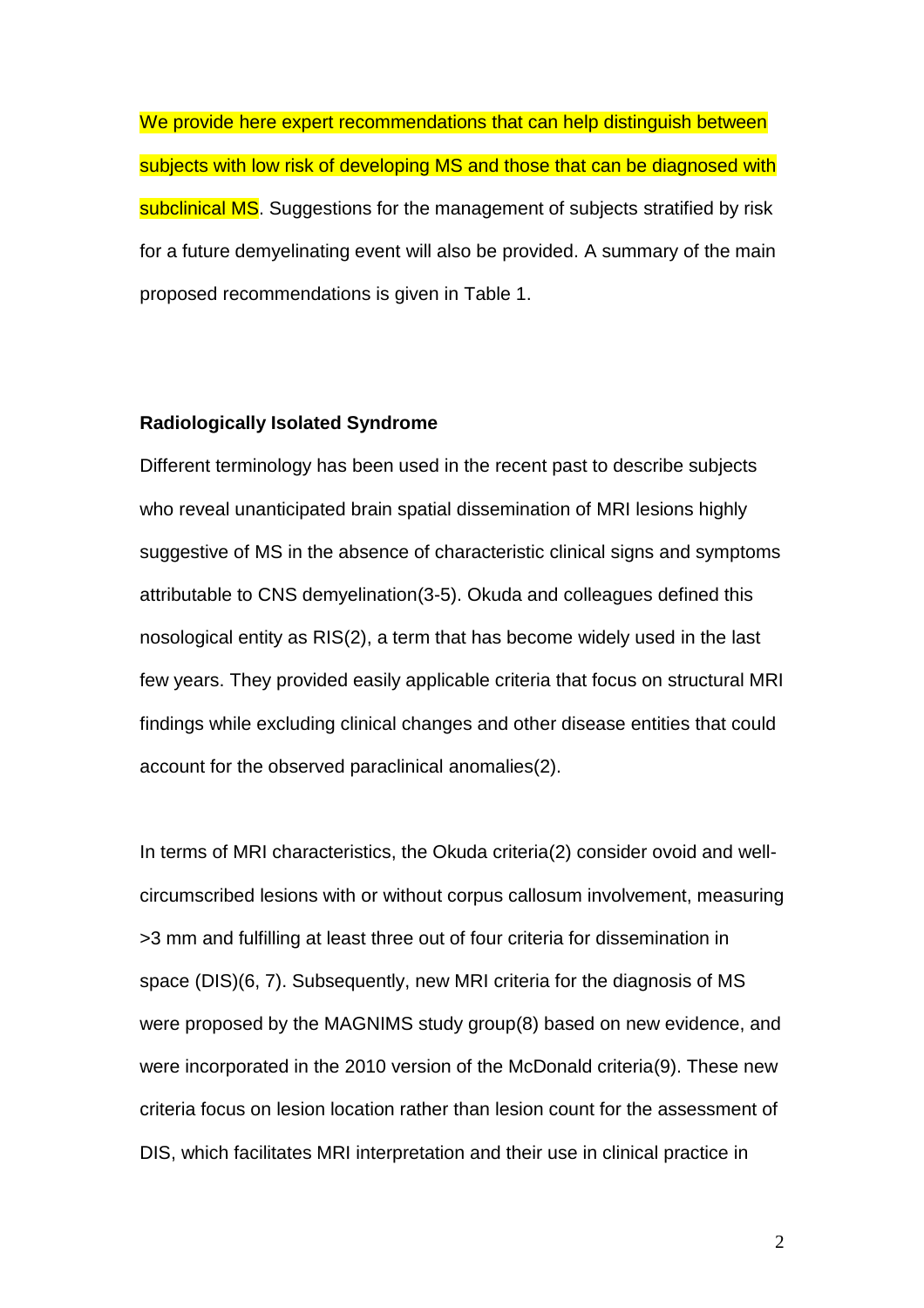We provide here expert recommendations that can help distinguish between subjects with low risk of developing MS and those that can be diagnosed with subclinical MS. Suggestions for the management of subjects stratified by risk for a future demyelinating event will also be provided. A summary of the main proposed recommendations is given in Table 1.

## Radiologically Isolated Syndrome

Different terminology has been used in the recent past to describe subjects who reveal unanticipated brain spatial dissemination of MRI lesions highly suggestive of MS in the absence of characteristic clinical signs and symptoms attributable to CNS demyelination(3-5). Okuda and colleagues defined this nosological entity as RIS(2), a term that has become widely used in the last few years. They provided easily applicable criteria that focus on structural MRI findings while excluding clinical changes and other disease entities that could account for the observed paraclinical anomalies(2).

In terms of MRI characteristics, the Okuda criteria(2) consider ovoid and well-circumscribed lesions with or without corpus callosum involvement, measuring >3 mm and fulfilling at least three out of four criteria for dissemination in space (DIS)(6, 7). Subsequently, new MRI criteria for the diagnosis of MS were proposed by the MAGNIMS study group(8) based on new evidence, and were incorporated in the 2010 version of the McDonald criteria(9). These new criteria focus on lesion location rather than lesion count for the assessment of DIS, which facilitates MRI interpretation and their use in clinical practice in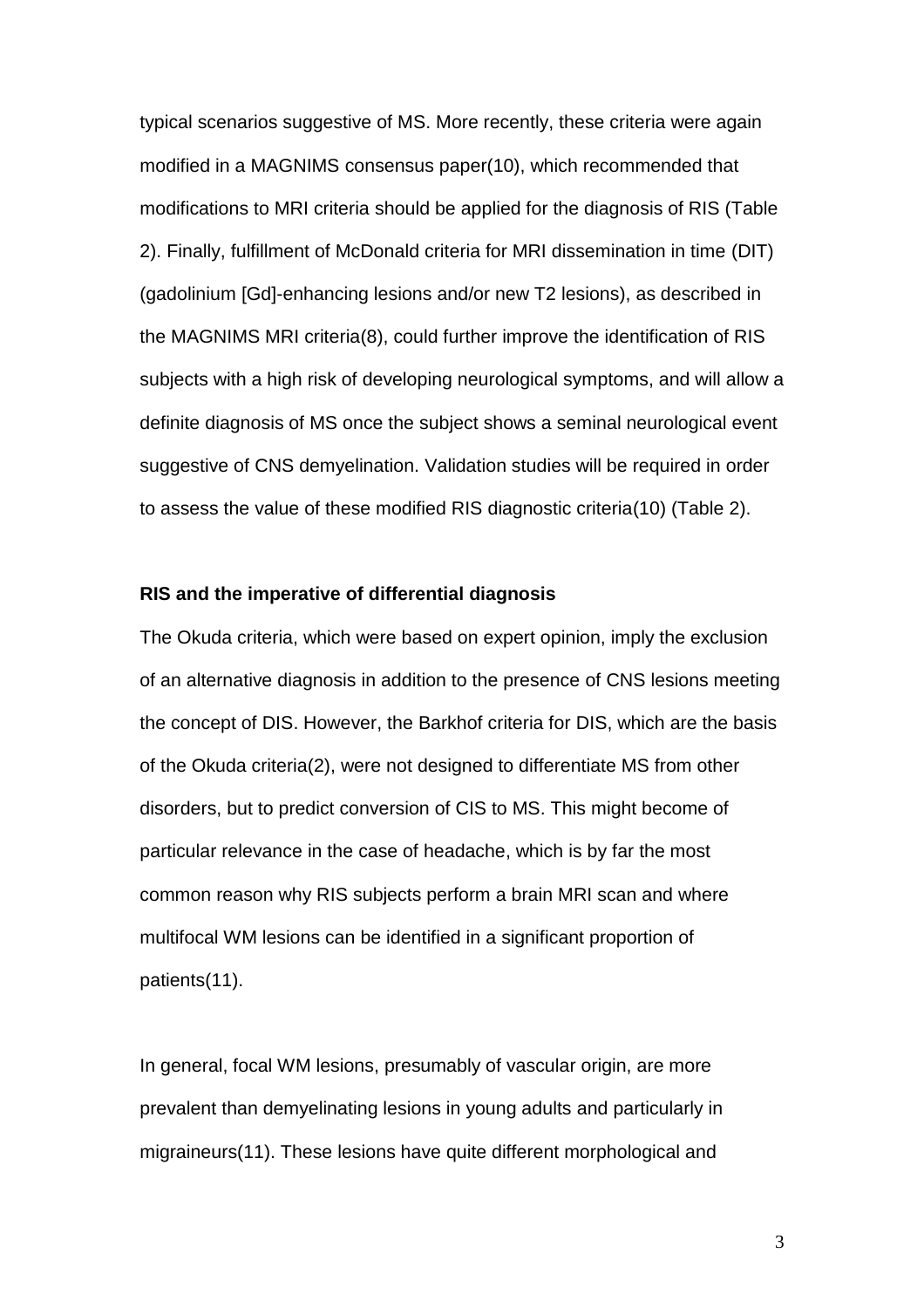typical scenarios suggestive of MS. More recently, these criteria were again modified in a MAGNIMS consensus paper(10), which recommended that modifications to MRI criteria should be applied for the diagnosis of RIS (Table 2). Finally, fulfillment of McDonald criteria for MRI dissemination in time (DIT) (gadolinium [Gd]-enhancing lesions and/or new T2 lesions), as described in the MAGNIMS MRI criteria(8), could further improve the identification of RIS subjects with a high risk of developing neurological symptoms, and will allow a definite diagnosis of MS once the subject shows a seminal neurological event suggestive of CNS demyelination. Validation studies will be required in order to assess the value of these modified RIS diagnostic criteria(10) (Table 2).

**RIS and the imperative of differential diagnosis**

The Okuda criteria, which were based on expert opinion, imply the exclusion of an alternative diagnosis in addition to the presence of CNS lesions meeting the concept of DIS. However, the Barkhof criteria for DIS, which are the basis of the Okuda criteria(2), were not designed to differentiate MS from other disorders, but to predict conversion of CIS to MS. This might become of particular relevance in the case of headache, which is by far the most common reason why RIS subjects perform a brain MRI scan and where multifocal WM lesions can be identified in a significant proportion of patients(11).

In general, focal WM lesions, presumably of vascular origin, are more prevalent than demyelinating lesions in young adults and particularly in migraineurs(11). These lesions have quite different morphological and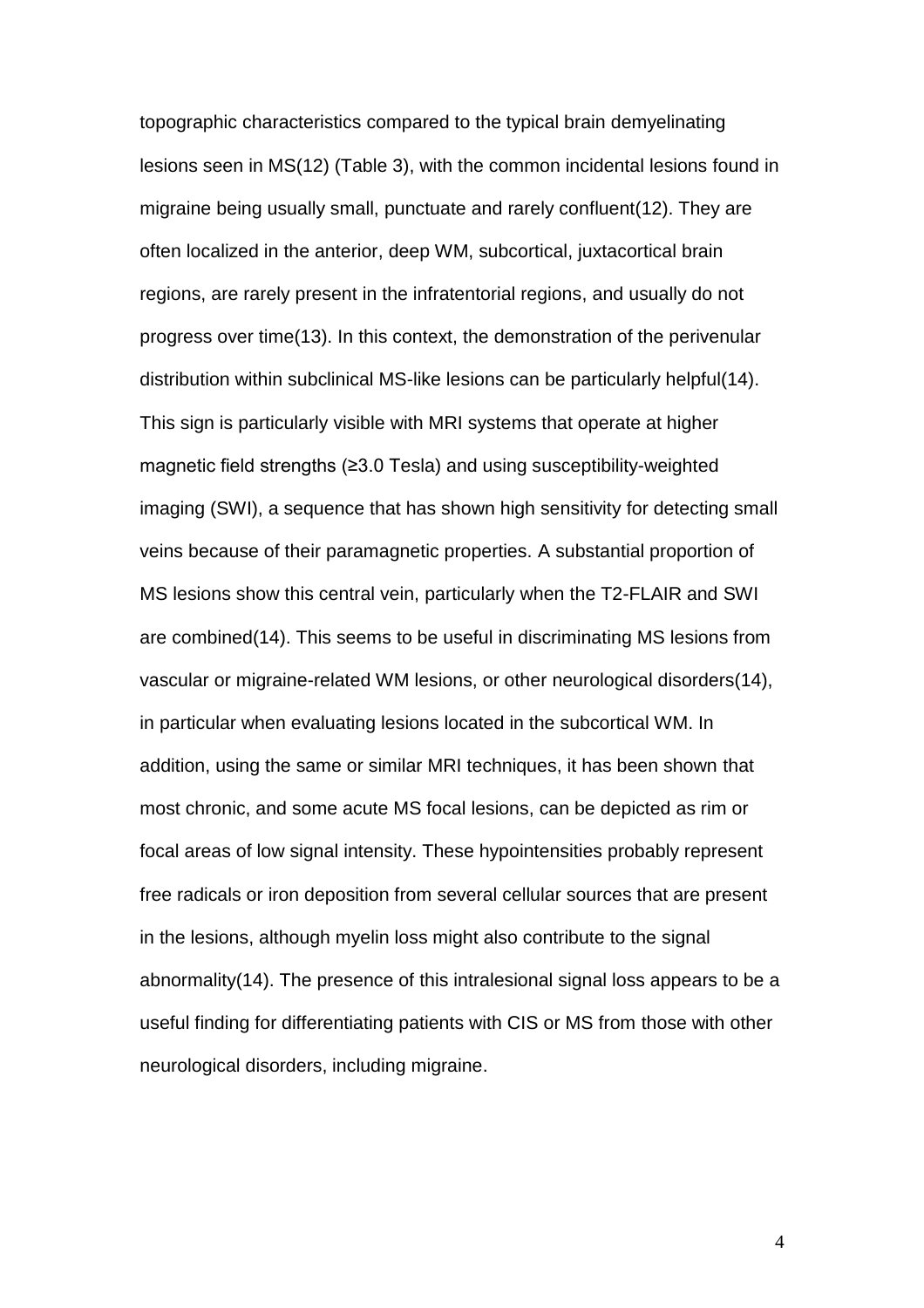topographic characteristics compared to the typical brain demyelinating lesions seen in MS(12) (Table 3), with the common incidental lesions found in migraine being usually small, punctuate and rarely confluent(12). They are often localized in the anterior, deep WM, subcortical, juxtacortical brain regions, are rarely present in the infratentorial regions, and usually do not progress over time(13). In this context, the demonstration of the perivenular distribution within subclinical MS-like lesions can be particularly helpful(14). This sign is particularly visible with MRI systems that operate at higher magnetic field strengths (≥3.0 Tesla) and using susceptibility-weighted imaging (SWI), a sequence that has shown high sensitivity for detecting small veins because of their paramagnetic properties. A substantial proportion of MS lesions show this central vein, particularly when the T2-FLAIR and SWI are combined(14). This seems to be useful in discriminating MS lesions from vascular or migraine-related WM lesions, or other neurological disorders(14), in particular when evaluating lesions located in the subcortical WM. In addition, using the same or similar MRI techniques, it has been shown that most chronic, and some acute MS focal lesions, can be depicted as rim or focal areas of low signal intensity. These hypointensities probably represent free radicals or iron deposition from several cellular sources that are present in the lesions, although myelin loss might also contribute to the signal abnormality(14). The presence of this intralesional signal loss appears to be a useful finding for differentiating patients with CIS or MS from those with other neurological disorders, including migraine.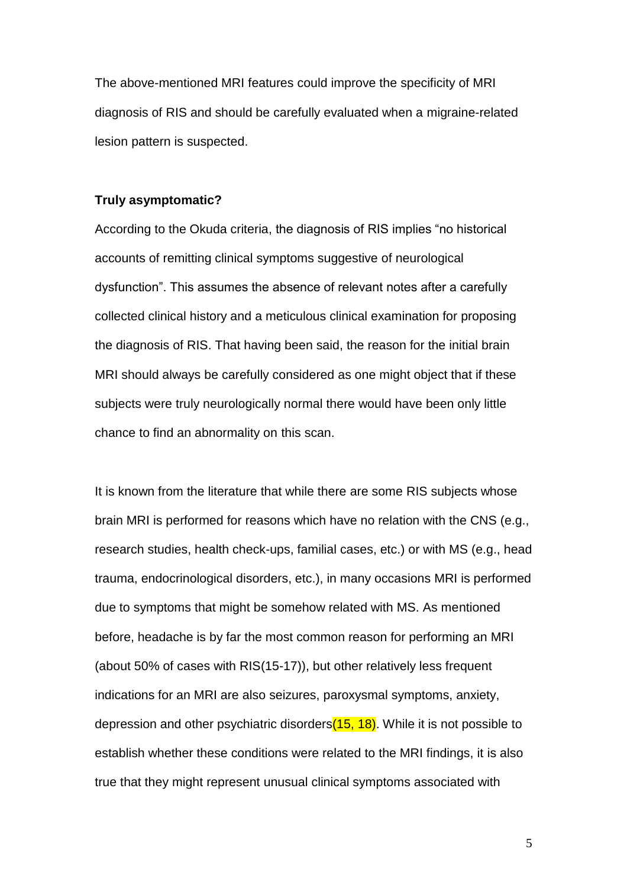The above-mentioned MRI features could improve the specificity of MRI diagnosis of RIS and should be carefully evaluated when a migraine-related lesion pattern is suspected.

**Truly asymptomatic?**

According to the Okuda criteria, the diagnosis of RIS implies "no historical accounts of remitting clinical symptoms suggestive of neurological dysfunction". This assumes the absence of relevant notes after a carefully collected clinical history and a meticulous clinical examination for proposing the diagnosis of RIS. That having been said, the reason for the initial brain MRI should always be carefully considered as one might object that if these subjects were truly neurologically normal there would have been only little chance to find an abnormality on this scan.

It is known from the literature that while there are some RIS subjects whose brain MRI is performed for reasons which have no relation with the CNS (e.g., research studies, health check-ups, familial cases, etc.) or with MS (e.g., head trauma, endocrinological disorders, etc.), in many occasions MRI is performed due to symptoms that might be somehow related with MS. As mentioned before, headache is by far the most common reason for performing an MRI (about 50% of cases with RIS(15-17)), but other relatively less frequent indications for an MRI are also seizures, paroxysmal symptoms, anxiety, depression and other psychiatric disorders(15, 18). While it is not possible to establish whether these conditions were related to the MRI findings, it is also true that they might represent unusual clinical symptoms associated with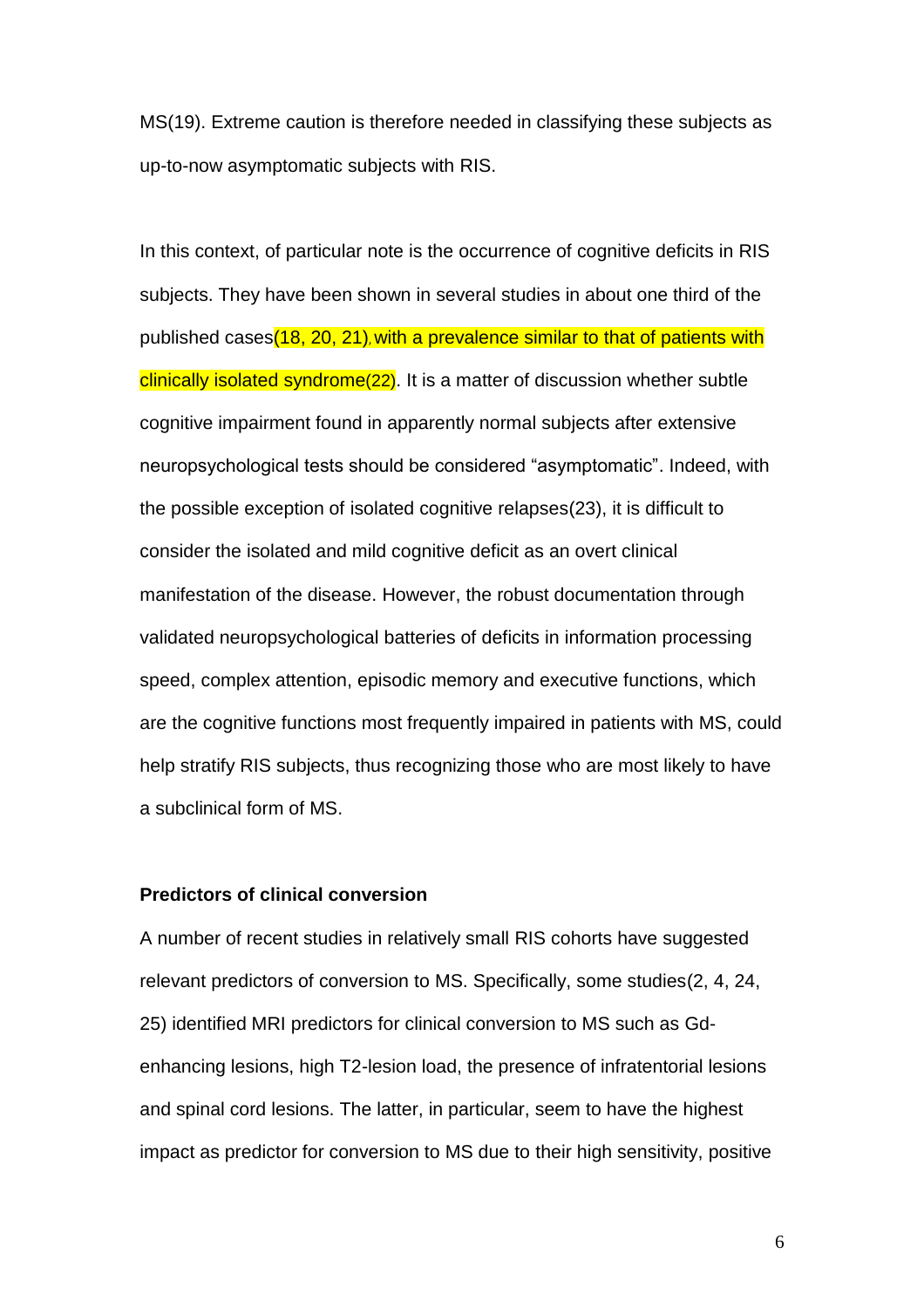MS(19). Extreme caution is therefore needed in classifying these subjects as up-to-now asymptomatic subjects with RIS.

In this context, of particular note is the occurrence of cognitive deficits in RIS subjects. They have been shown in several studies in about one third of the published cases(18, 20, 21), with a prevalence similar to that of patients with clinically isolated syndrome(22). It is a matter of discussion whether subtle cognitive impairment found in apparently normal subjects after extensive neuropsychological tests should be considered "asymptomatic". Indeed, with the possible exception of isolated cognitive relapses(23), it is difficult to consider the isolated and mild cognitive deficit as an overt clinical manifestation of the disease. However, the robust documentation through validated neuropsychological batteries of deficits in information processing speed, complex attention, episodic memory and executive functions, which are the cognitive functions most frequently impaired in patients with MS, could help stratify RIS subjects, thus recognizing those who are most likely to have a subclinical form of MS.

**Predictors of clinical conversion**

A number of recent studies in relatively small RIS cohorts have suggested relevant predictors of conversion to MS. Specifically, some studies(2, 4, 24, 25) identified MRI predictors for clinical conversion to MS such as Gd-enhancing lesions, high T2-lesion load, the presence of infratentorial lesions and spinal cord lesions. The latter, in particular, seem to have the highest impact as predictor for conversion to MS due to their high sensitivity, positive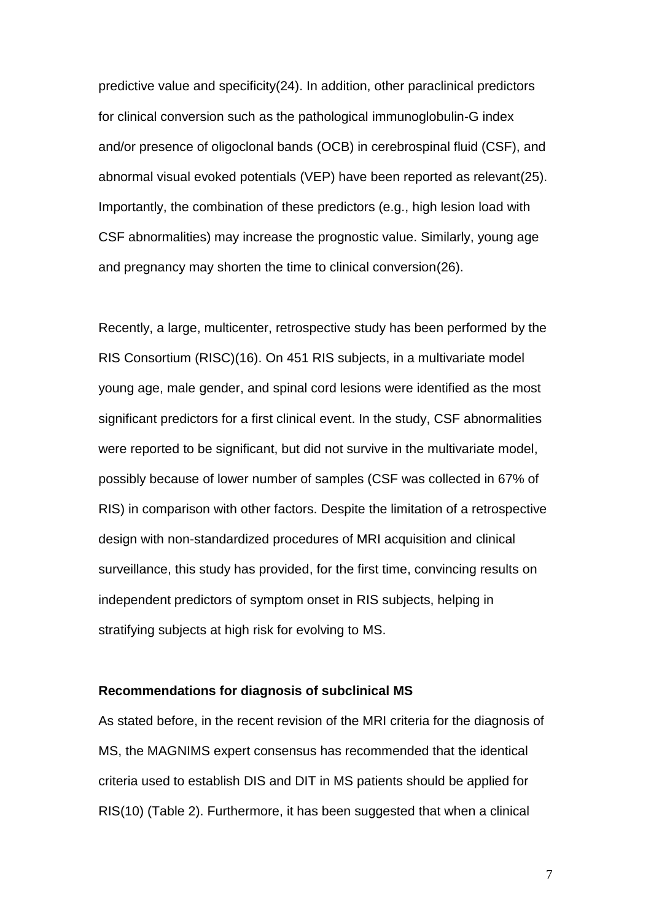predictive value and specificity(24). In addition, other paraclinical predictors for clinical conversion such as the pathological immunoglobulin-G index and/or presence of oligoclonal bands (OCB) in cerebrospinal fluid (CSF), and abnormal visual evoked potentials (VEP) have been reported as relevant(25). Importantly, the combination of these predictors (e.g., high lesion load with CSF abnormalities) may increase the prognostic value. Similarly, young age and pregnancy may shorten the time to clinical conversion(26).

Recently, a large, multicenter, retrospective study has been performed by the RIS Consortium (RISC)(16). On 451 RIS subjects, in a multivariate model young age, male gender, and spinal cord lesions were identified as the most significant predictors for a first clinical event. In the study, CSF abnormalities were reported to be significant, but did not survive in the multivariate model, possibly because of lower number of samples (CSF was collected in 67% of RIS) in comparison with other factors. Despite the limitation of a retrospective design with non-standardized procedures of MRI acquisition and clinical surveillance, this study has provided, for the first time, convincing results on independent predictors of symptom onset in RIS subjects, helping in stratifying subjects at high risk for evolving to MS.

**Recommendations for diagnosis of subclinical MS**

As stated before, in the recent revision of the MRI criteria for the diagnosis of MS, the MAGNIMS expert consensus has recommended that the identical criteria used to establish DIS and DIT in MS patients should be applied for RIS(10) (Table 2). Furthermore, it has been suggested that when a clinical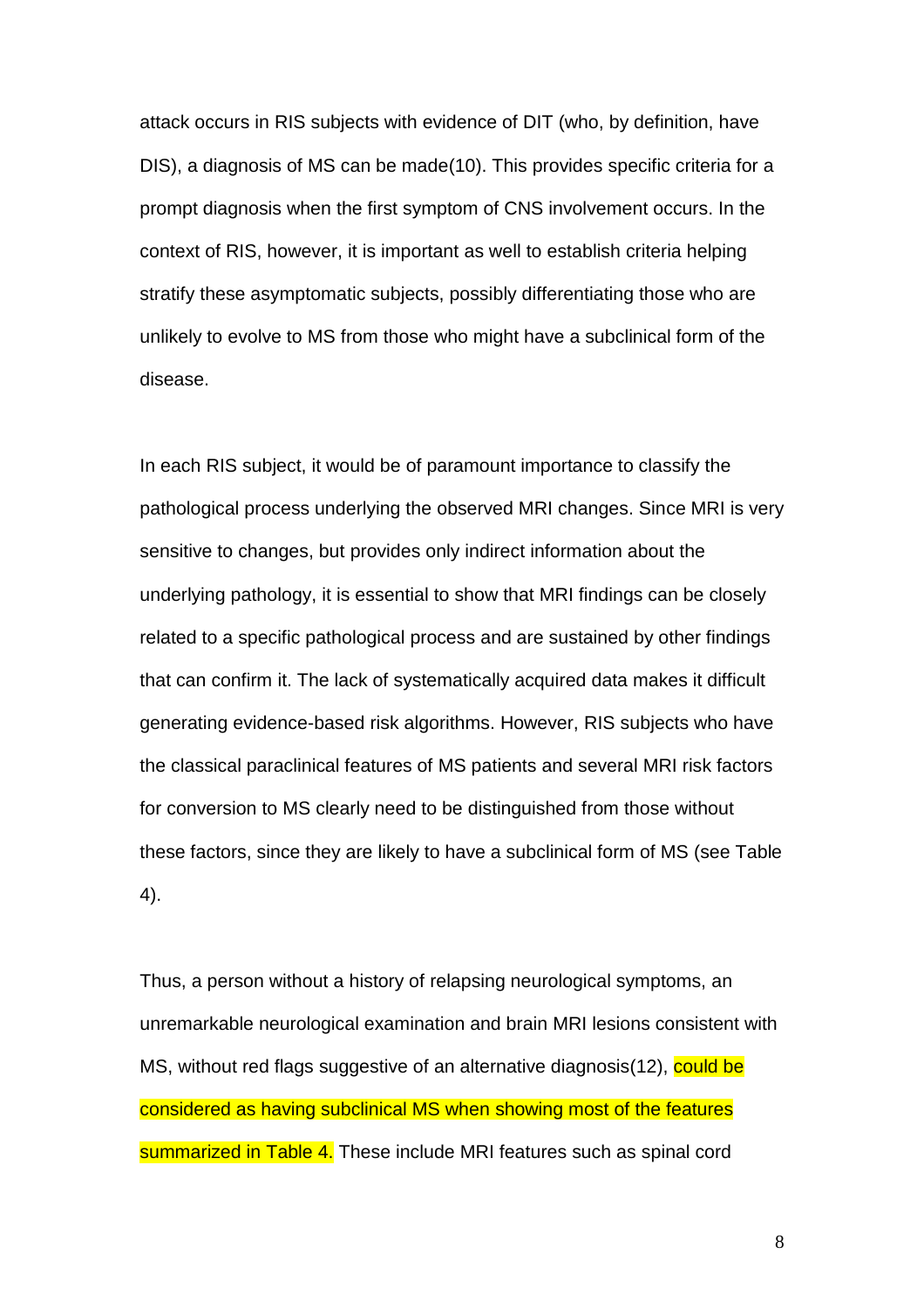attack occurs in RIS subjects with evidence of DIT (who, by definition, have DIS), a diagnosis of MS can be made(10). This provides specific criteria for a prompt diagnosis when the first symptom of CNS involvement occurs. In the context of RIS, however, it is important as well to establish criteria helping stratify these asymptomatic subjects, possibly differentiating those who are unlikely to evolve to MS from those who might have a subclinical form of the disease.

In each RIS subject, it would be of paramount importance to classify the pathological process underlying the observed MRI changes. Since MRI is very sensitive to changes, but provides only indirect information about the underlying pathology, it is essential to show that MRI findings can be closely related to a specific pathological process and are sustained by other findings that can confirm it. The lack of systematically acquired data makes it difficult generating evidence-based risk algorithms. However, RIS subjects who have the classical paraclinical features of MS patients and several MRI risk factors for conversion to MS clearly need to be distinguished from those without these factors, since they are likely to have a subclinical form of MS (see Table 4).

Thus, a person without a history of relapsing neurological symptoms, an unremarkable neurological examination and brain MRI lesions consistent with MS, without red flags suggestive of an alternative diagnosis(12), could be considered as having subclinical MS when showing most of the features summarized in Table 4. These include MRI features such as spinal cord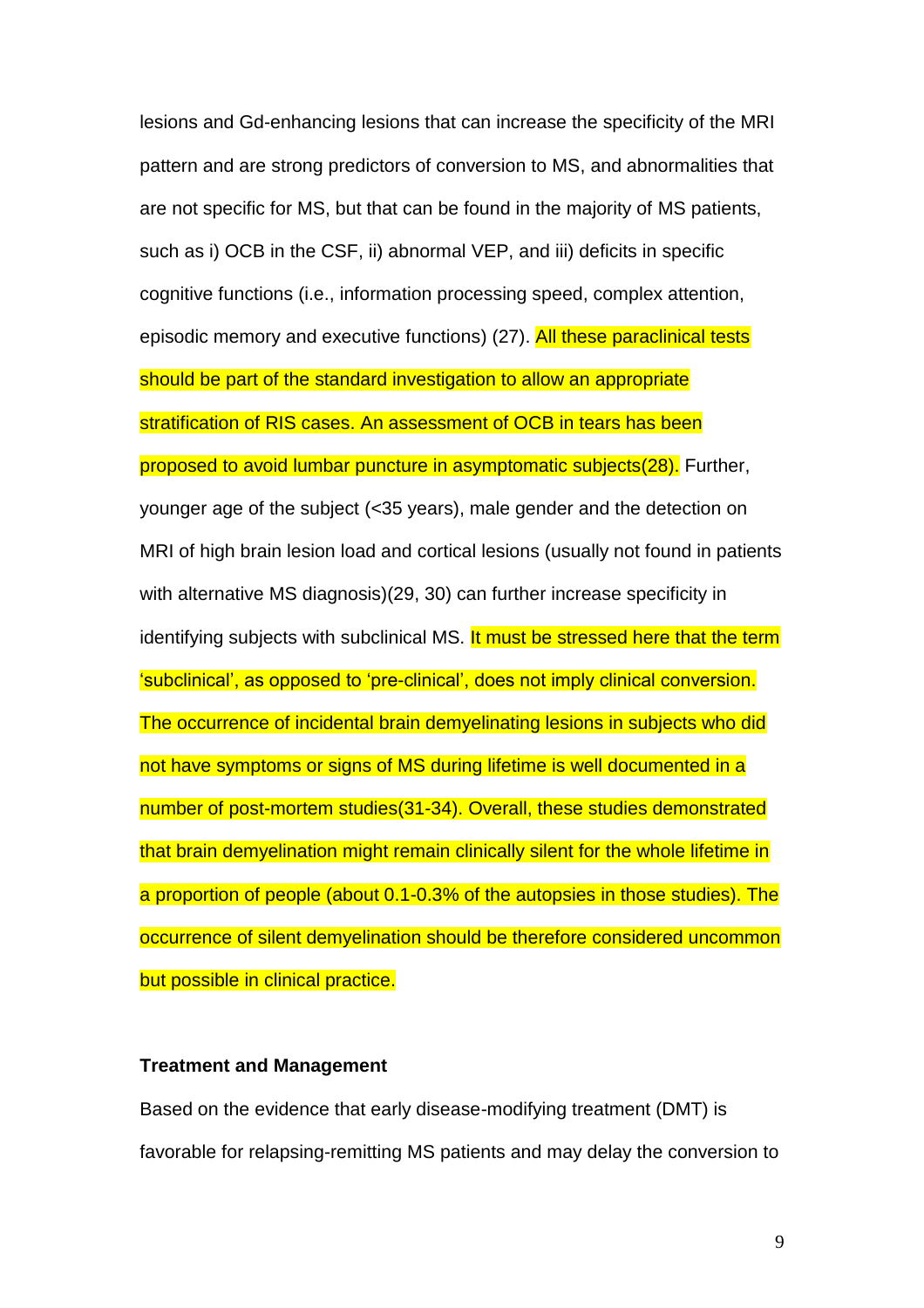lesions and Gd-enhancing lesions that can increase the specificity of the MRI pattern and are strong predictors of conversion to MS, and abnormalities that are not specific for MS, but that can be found in the majority of MS patients, such as i) OCB in the CSF, ii) abnormal VEP, and iii) deficits in specific cognitive functions (i.e., information processing speed, complex attention, episodic memory and executive functions) (27). All these paraclinical tests should be part of the standard investigation to allow an appropriate stratification of RIS cases. An assessment of OCB in tears has been proposed to avoid lumbar puncture in asymptomatic subjects(28). Further, younger age of the subject (<35 years), male gender and the detection on MRI of high brain lesion load and cortical lesions (usually not found in patients with alternative MS diagnosis)(29, 30) can further increase specificity in identifying subjects with subclinical MS. It must be stressed here that the term 'subclinical', as opposed to 'pre-clinical', does not imply clinical conversion. The occurrence of incidental brain demyelinating lesions in subjects who did not have symptoms or signs of MS during lifetime is well documented in a number of post-mortem studies(31-34). Overall, these studies demonstrated that brain demyelination might remain clinically silent for the whole lifetime in a proportion of people (about 0.1-0.3% of the autopsies in those studies). The occurrence of silent demyelination should be therefore considered uncommon but possible in clinical practice.

**Treatment and Management**

Based on the evidence that early disease-modifying treatment (DMT) is favorable for relapsing-remitting MS patients and may delay the conversion to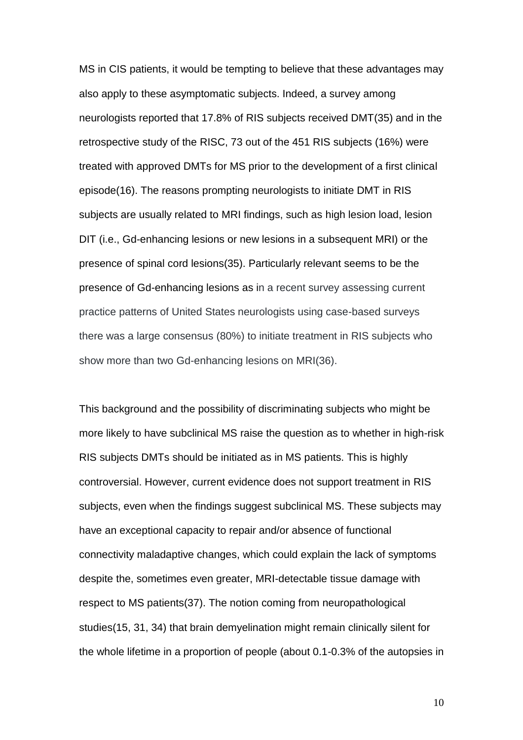MS in CIS patients, it would be tempting to believe that these advantages may also apply to these asymptomatic subjects. Indeed, a survey among neurologists reported that 17.8% of RIS subjects received DMT(35) and in the retrospective study of the RISC, 73 out of the 451 RIS subjects (16%) were treated with approved DMTs for MS prior to the development of a first clinical episode(16). The reasons prompting neurologists to initiate DMT in RIS subjects are usually related to MRI findings, such as high lesion load, lesion DIT (i.e., Gd-enhancing lesions or new lesions in a subsequent MRI) or the presence of spinal cord lesions(35). Particularly relevant seems to be the presence of Gd-enhancing lesions as in a recent survey assessing current practice patterns of United States neurologists using case-based surveys there was a large consensus (80%) to initiate treatment in RIS subjects who show more than two Gd-enhancing lesions on MRI(36).

This background and the possibility of discriminating subjects who might be more likely to have subclinical MS raise the question as to whether in high-risk RIS subjects DMTs should be initiated as in MS patients. This is highly controversial. However, current evidence does not support treatment in RIS subjects, even when the findings suggest subclinical MS. These subjects may have an exceptional capacity to repair and/or absence of functional connectivity maladaptive changes, which could explain the lack of symptoms despite the, sometimes even greater, MRI-detectable tissue damage with respect to MS patients(37). The notion coming from neuropathological studies(15, 31, 34) that brain demyelination might remain clinically silent for the whole lifetime in a proportion of people (about 0.1-0.3% of the autopsies in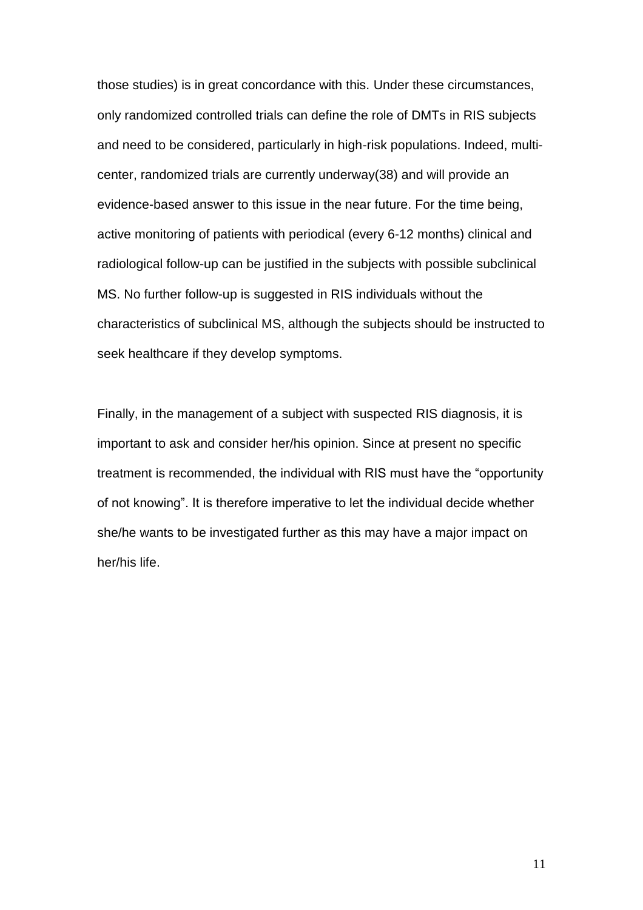those studies) is in great concordance with this. Under these circumstances, only randomized controlled trials can define the role of DMTs in RIS subjects and need to be considered, particularly in high-risk populations. Indeed, multi-center, randomized trials are currently underway(38) and will provide an evidence-based answer to this issue in the near future. For the time being, active monitoring of patients with periodical (every 6-12 months) clinical and radiological follow-up can be justified in the subjects with possible subclinical MS. No further follow-up is suggested in RIS individuals without the characteristics of subclinical MS, although the subjects should be instructed to seek healthcare if they develop symptoms.

Finally, in the management of a subject with suspected RIS diagnosis, it is important to ask and consider her/his opinion. Since at present no specific treatment is recommended, the individual with RIS must have the "opportunity of not knowing". It is therefore imperative to let the individual decide whether she/he wants to be investigated further as this may have a major impact on her/his life.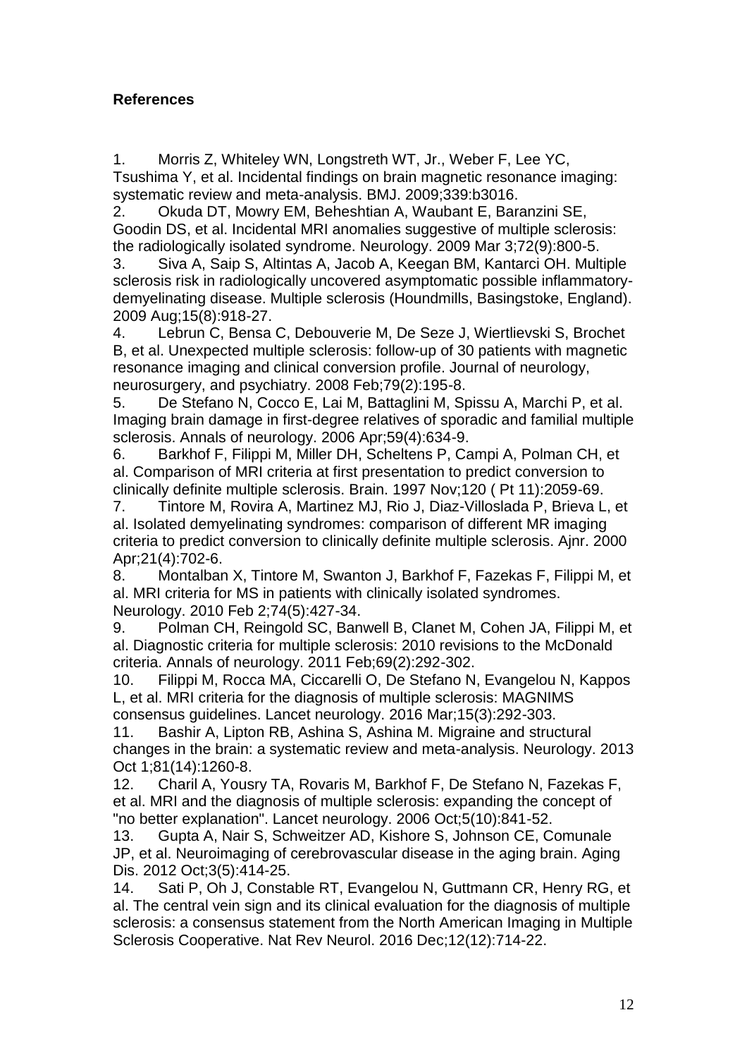## References

1. Morris Z, Whiteley WN, Longstreth WT, Jr., Weber F, Lee YC, Tsushima Y, et al. Incidental findings on brain magnetic resonance imaging: systematic review and meta-analysis. BMJ. 2009;339:b3016.
2. Okuda DT, Mowry EM, Beheshtian A, Waubant E, Baranzini SE, Goodin DS, et al. Incidental MRI anomalies suggestive of multiple sclerosis: the radiologically isolated syndrome. Neurology. 2009 Mar 3;72(9):800-5.
3. Siva A, Saip S, Altintas A, Jacob A, Keegan BM, Kantarci OH. Multiple sclerosis risk in radiologically uncovered asymptomatic possible inflammatory-demyelinating disease. Multiple sclerosis (Houndmills, Basingstoke, England). 2009 Aug;15(8):918-27.
4. Lebrun C, Bensa C, Debouverie M, De Seze J, Wiertlievski S, Brochet B, et al. Unexpected multiple sclerosis: follow-up of 30 patients with magnetic resonance imaging and clinical conversion profile. Journal of neurology, neurosurgery, and psychiatry. 2008 Feb;79(2):195-8.
5. De Stefano N, Cocco E, Lai M, Battaglini M, Spissu A, Marchi P, et al. Imaging brain damage in first-degree relatives of sporadic and familial multiple sclerosis. Annals of neurology. 2006 Apr;59(4):634-9.
6. Barkhof F, Filippi M, Miller DH, Scheltens P, Campi A, Polman CH, et al. Comparison of MRI criteria at first presentation to predict conversion to clinically definite multiple sclerosis. Brain. 1997 Nov;120 ( Pt 11):2059-69.
7. Tintore M, Rovira A, Martinez MJ, Rio J, Diaz-Villoslada P, Brieva L, et al. Isolated demyelinating syndromes: comparison of different MR imaging criteria to predict conversion to clinically definite multiple sclerosis. Ajnr. 2000 Apr;21(4):702-6.
8. Montalban X, Tintore M, Swanton J, Barkhof F, Fazekas F, Filippi M, et al. MRI criteria for MS in patients with clinically isolated syndromes. Neurology. 2010 Feb 2;74(5):427-34.
9. Polman CH, Reingold SC, Banwell B, Clanet M, Cohen JA, Filippi M, et al. Diagnostic criteria for multiple sclerosis: 2010 revisions to the McDonald criteria. Annals of neurology. 2011 Feb;69(2):292-302.
10. Filippi M, Rocca MA, Ciccarelli O, De Stefano N, Evangelou N, Kappos L, et al. MRI criteria for the diagnosis of multiple sclerosis: MAGNIMS consensus guidelines. Lancet neurology. 2016 Mar;15(3):292-303.
11. Bashir A, Lipton RB, Ashina S, Ashina M. Migraine and structural changes in the brain: a systematic review and meta-analysis. Neurology. 2013 Oct 1;81(14):1260-8.
12. Charil A, Yousry TA, Rovaris M, Barkhof F, De Stefano N, Fazekas F, et al. MRI and the diagnosis of multiple sclerosis: expanding the concept of "no better explanation". Lancet neurology. 2006 Oct;5(10):841-52.
13. Gupta A, Nair S, Schweitzer AD, Kishore S, Johnson CE, Comunale JP, et al. Neuroimaging of cerebrovascular disease in the aging brain. Aging Dis. 2012 Oct;3(5):414-25.
14. Sati P, Oh J, Constable RT, Evangelou N, Guttmann CR, Henry RG, et al. The central vein sign and its clinical evaluation for the diagnosis of multiple sclerosis: a consensus statement from the North American Imaging in Multiple Sclerosis Cooperative. Nat Rev Neurol. 2016 Dec;12(12):714-22.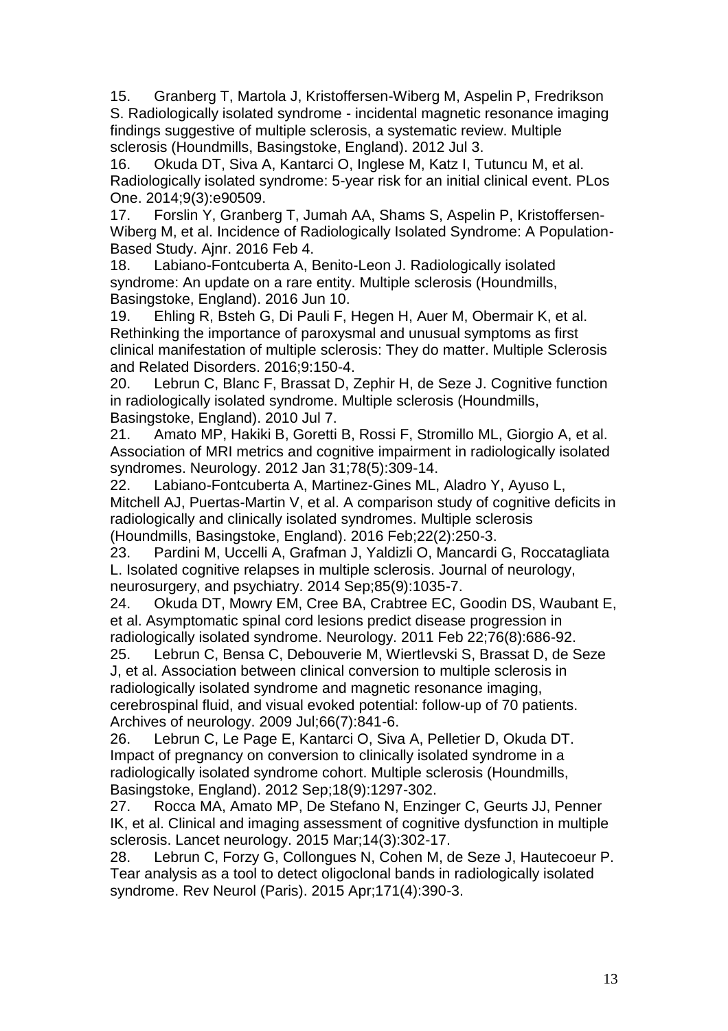15. Granberg T, Martola J, Kristoffersen-Wiberg M, Aspelin P, Fredrikson S. Radiologically isolated syndrome - incidental magnetic resonance imaging findings suggestive of multiple sclerosis, a systematic review. Multiple sclerosis (Houndmills, Basingstoke, England). 2012 Jul 3.
16. Okuda DT, Siva A, Kantarci O, Inglese M, Katz I, Tutuncu M, et al. Radiologically isolated syndrome: 5-year risk for an initial clinical event. PLos One. 2014;9(3):e90509.
17. Forslin Y, Granberg T, Jumah AA, Shams S, Aspelin P, Kristoffersen-Wiberg M, et al. Incidence of Radiologically Isolated Syndrome: A Population-Based Study. Ajnr. 2016 Feb 4.
18. Labiano-Fontcuberta A, Benito-Leon J. Radiologically isolated syndrome: An update on a rare entity. Multiple sclerosis (Houndmills, Basingstoke, England). 2016 Jun 10.
19. Ehling R, Bsteh G, Di Pauli F, Hegen H, Auer M, Obermair K, et al. Rethinking the importance of paroxysmal and unusual symptoms as first clinical manifestation of multiple sclerosis: They do matter. Multiple Sclerosis and Related Disorders. 2016;9:150-4.
20. Lebrun C, Blanc F, Brassat D, Zephir H, de Seze J. Cognitive function in radiologically isolated syndrome. Multiple sclerosis (Houndmills, Basingstoke, England). 2010 Jul 7.
21. Amato MP, Hakiki B, Goretti B, Rossi F, Stromillo ML, Giorgio A, et al. Association of MRI metrics and cognitive impairment in radiologically isolated syndromes. Neurology. 2012 Jan 31;78(5):309-14.
22. Labiano-Fontcuberta A, Martinez-Gines ML, Aladro Y, Ayuso L, Mitchell AJ, Puertas-Martin V, et al. A comparison study of cognitive deficits in radiologically and clinically isolated syndromes. Multiple sclerosis (Houndmills, Basingstoke, England). 2016 Feb;22(2):250-3.
23. Pardini M, Uccelli A, Grafman J, Yaldizli O, Mancardi G, Roccatagliata L. Isolated cognitive relapses in multiple sclerosis. Journal of neurology, neurosurgery, and psychiatry. 2014 Sep;85(9):1035-7.
24. Okuda DT, Mowry EM, Cree BA, Crabtree EC, Goodin DS, Waubant E, et al. Asymptomatic spinal cord lesions predict disease progression in radiologically isolated syndrome. Neurology. 2011 Feb 22;76(8):686-92.
25. Lebrun C, Bensa C, Debouverie M, Wiertlevski S, Brassat D, de Seze J, et al. Association between clinical conversion to multiple sclerosis in radiologically isolated syndrome and magnetic resonance imaging, cerebrospinal fluid, and visual evoked potential: follow-up of 70 patients. Archives of neurology. 2009 Jul;66(7):841-6.
26. Lebrun C, Le Page E, Kantarci O, Siva A, Pelletier D, Okuda DT. Impact of pregnancy on conversion to clinically isolated syndrome in a radiologically isolated syndrome cohort. Multiple sclerosis (Houndmills, Basingstoke, England). 2012 Sep;18(9):1297-302.
27. Rocca MA, Amato MP, De Stefano N, Enzinger C, Geurts JJ, Penner IK, et al. Clinical and imaging assessment of cognitive dysfunction in multiple sclerosis. Lancet neurology. 2015 Mar;14(3):302-17.
28. Lebrun C, Forzy G, Collongues N, Cohen M, de Seze J, Hautecoeur P. Tear analysis as a tool to detect oligoclonal bands in radiologically isolated syndrome. Rev Neurol (Paris). 2015 Apr;171(4):390-3.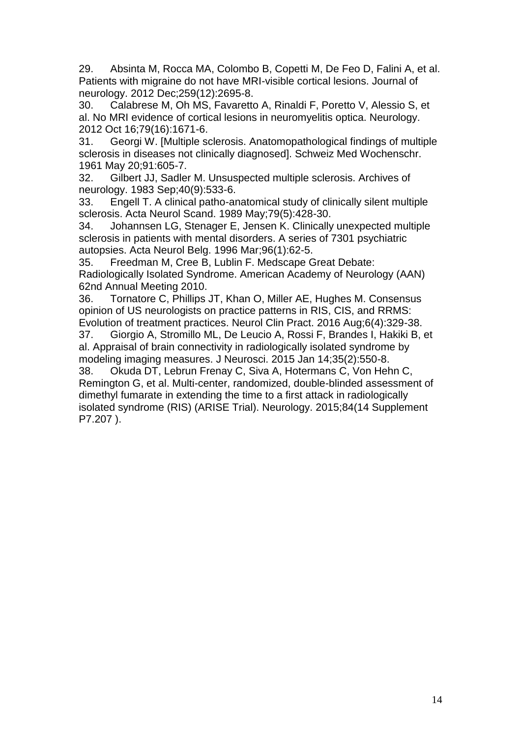29. Absinta M, Rocca MA, Colombo B, Copetti M, De Feo D, Falini A, et al. Patients with migraine do not have MRI-visible cortical lesions. Journal of neurology. 2012 Dec;259(12):2695-8.

30. Calabrese M, Oh MS, Favaretto A, Rinaldi F, Poretto V, Alessio S, et al. No MRI evidence of cortical lesions in neuromyelitis optica. Neurology. 2012 Oct 16;79(16):1671-6.

31. Georgi W. [Multiple sclerosis. Anatomopathological findings of multiple sclerosis in diseases not clinically diagnosed]. Schweiz Med Wochenschr. 1961 May 20;91:605-7.

32. Gilbert JJ, Sadler M. Unsuspected multiple sclerosis. Archives of neurology. 1983 Sep;40(9):533-6.

33. Engell T. A clinical patho-anatomical study of clinically silent multiple sclerosis. Acta Neurol Scand. 1989 May;79(5):428-30.

34. Johannsen LG, Stenager E, Jensen K. Clinically unexpected multiple sclerosis in patients with mental disorders. A series of 7301 psychiatric autopsies. Acta Neurol Belg. 1996 Mar;96(1):62-5.

35. Freedman M, Cree B, Lublin F. Medscape Great Debate: Radiologically Isolated Syndrome. American Academy of Neurology (AAN) 62nd Annual Meeting 2010.

36. Tornatore C, Phillips JT, Khan O, Miller AE, Hughes M. Consensus opinion of US neurologists on practice patterns in RIS, CIS, and RRMS: Evolution of treatment practices. Neurol Clin Pract. 2016 Aug;6(4):329-38.

37. Giorgio A, Stromillo ML, De Leucio A, Rossi F, Brandes I, Hakiki B, et al. Appraisal of brain connectivity in radiologically isolated syndrome by modeling imaging measures. J Neurosci. 2015 Jan 14;35(2):550-8.

38. Okuda DT, Lebrun Frenay C, Siva A, Hotermans C, Von Hehn C, Remington G, et al. Multi-center, randomized, double-blinded assessment of dimethyl fumarate in extending the time to a first attack in radiologically isolated syndrome (RIS) (ARISE Trial). Neurology. 2015;84(14 Supplement P7.207 ).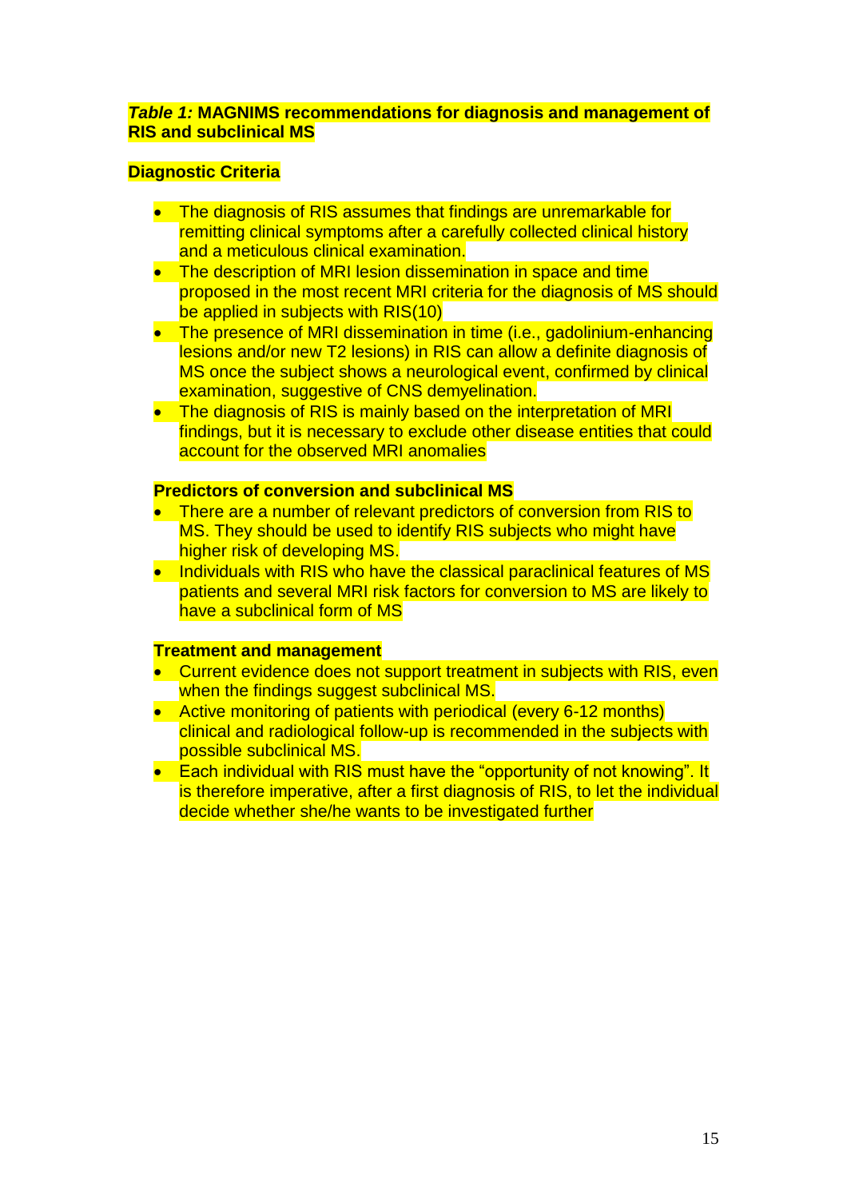***Table 1:* MAGNIMS recommendations for diagnosis and management of RIS and subclinical MS**

**Diagnostic Criteria**

- The diagnosis of RIS assumes that findings are unremarkable for remitting clinical symptoms after a carefully collected clinical history and a meticulous clinical examination.
- The description of MRI lesion dissemination in space and time proposed in the most recent MRI criteria for the diagnosis of MS should be applied in subjects with RIS(10)
- The presence of MRI dissemination in time (i.e., gadolinium-enhancing lesions and/or new T2 lesions) in RIS can allow a definite diagnosis of MS once the subject shows a neurological event, confirmed by clinical examination, suggestive of CNS demyelination.
- The diagnosis of RIS is mainly based on the interpretation of MRI findings, but it is necessary to exclude other disease entities that could account for the observed MRI anomalies

**Predictors of conversion and subclinical MS**

- There are a number of relevant predictors of conversion from RIS to MS. They should be used to identify RIS subjects who might have higher risk of developing MS.
- Individuals with RIS who have the classical paraclinical features of MS patients and several MRI risk factors for conversion to MS are likely to have a subclinical form of MS

**Treatment and management**

- Current evidence does not support treatment in subjects with RIS, even when the findings suggest subclinical MS.
- Active monitoring of patients with periodical (every 6-12 months) clinical and radiological follow-up is recommended in the subjects with possible subclinical MS.
- Each individual with RIS must have the “opportunity of not knowing”. It is therefore imperative, after a first diagnosis of RIS, to let the individual decide whether she/he wants to be investigated further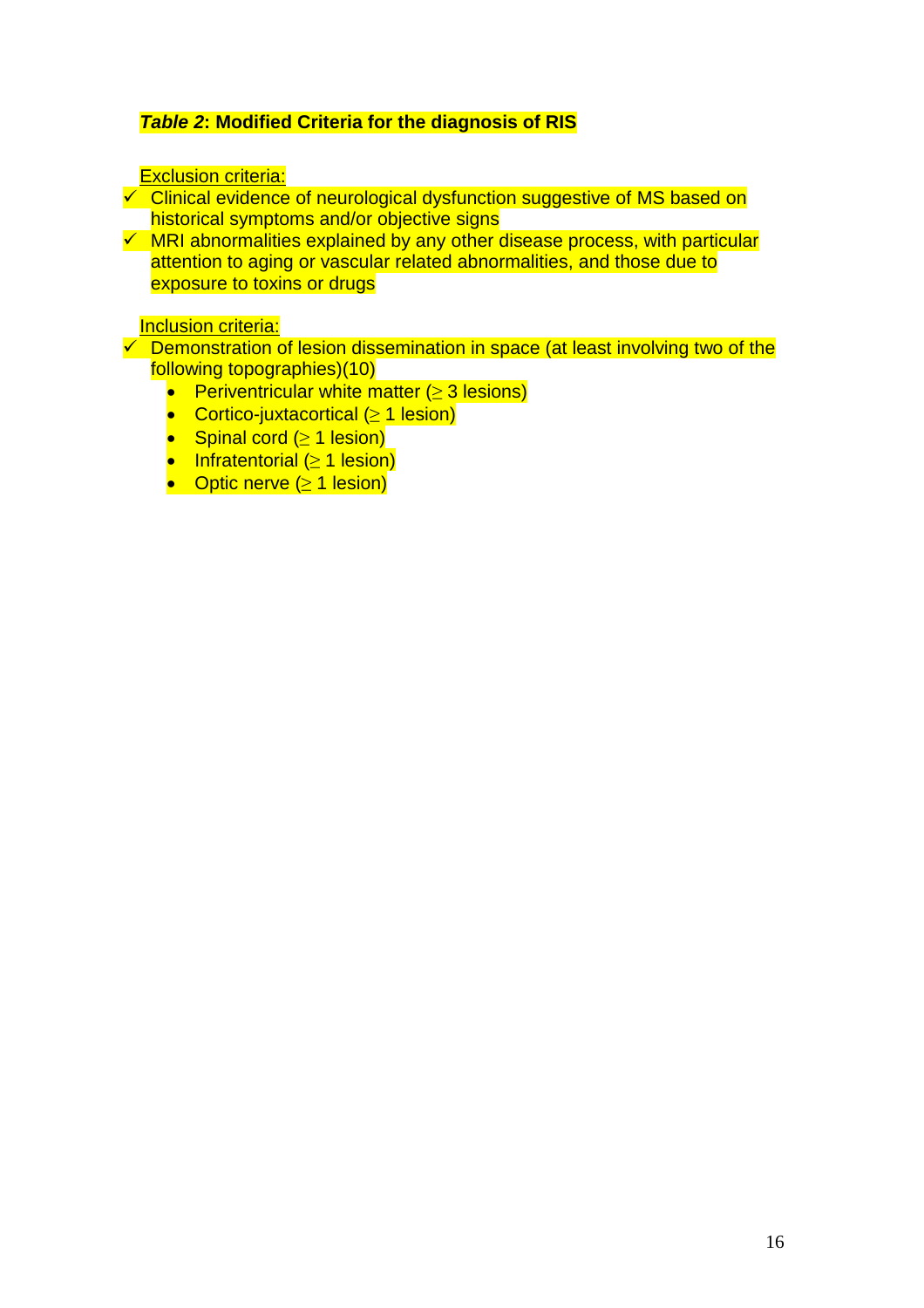***Table 2*: Modified Criteria for the diagnosis of RIS**

Exclusion criteria:

- ✓ Clinical evidence of neurological dysfunction suggestive of MS based on historical symptoms and/or objective signs
- ✓ MRI abnormalities explained by any other disease process, with particular attention to aging or vascular related abnormalities, and those due to exposure to toxins or drugs

Inclusion criteria:

- ✓ Demonstration of lesion dissemination in space (at least involving two of the following topographies)(10)
  - Periventricular white matter (≥ 3 lesions)
  - Cortico-juxtacortical (≥ 1 lesion)
  - Spinal cord (≥ 1 lesion)
  - Infratentorial (≥ 1 lesion)
  - Optic nerve (≥ 1 lesion)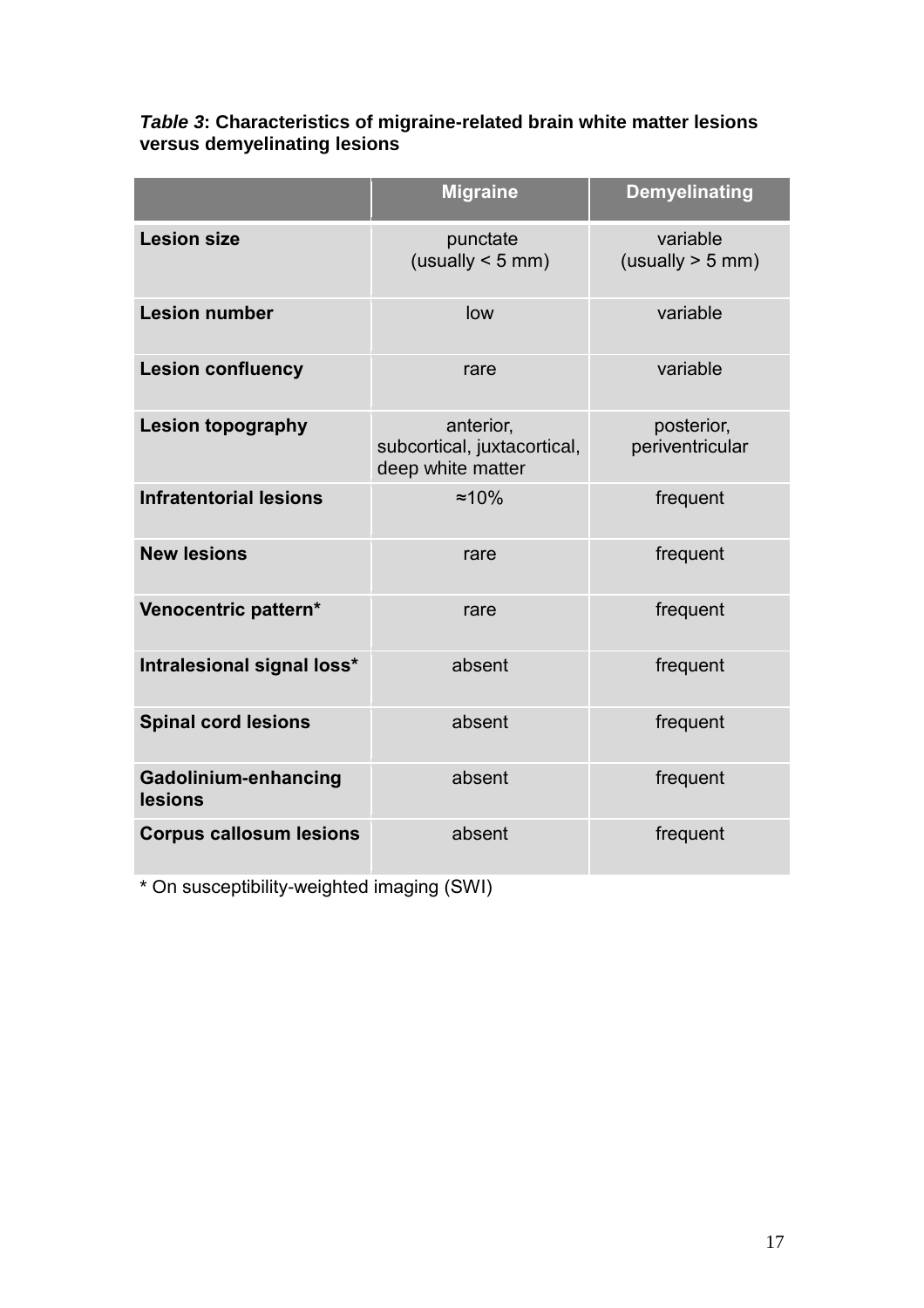***Table 3*: Characteristics of migraine-related brain white matter lesions versus demyelinating lesions**

| | Migraine | Demyelinating |
|---|---|---|
| **Lesion size** | punctate (usually < 5 mm) | variable (usually > 5 mm) |
| **Lesion number** | low | variable |
| **Lesion confluency** | rare | variable |
| **Lesion topography** | anterior, subcortical, juxtacortical, deep white matter | posterior, periventricular |
| **Infratentorial lesions** | ≈10% | frequent |
| **New lesions** | rare | frequent |
| **Venocentric pattern*** | rare | frequent |
| **Intralesional signal loss*** | absent | frequent |
| **Spinal cord lesions** | absent | frequent |
| **Gadolinium-enhancing lesions** | absent | frequent |
| **Corpus callosum lesions** | absent | frequent |

* On susceptibility-weighted imaging (SWI)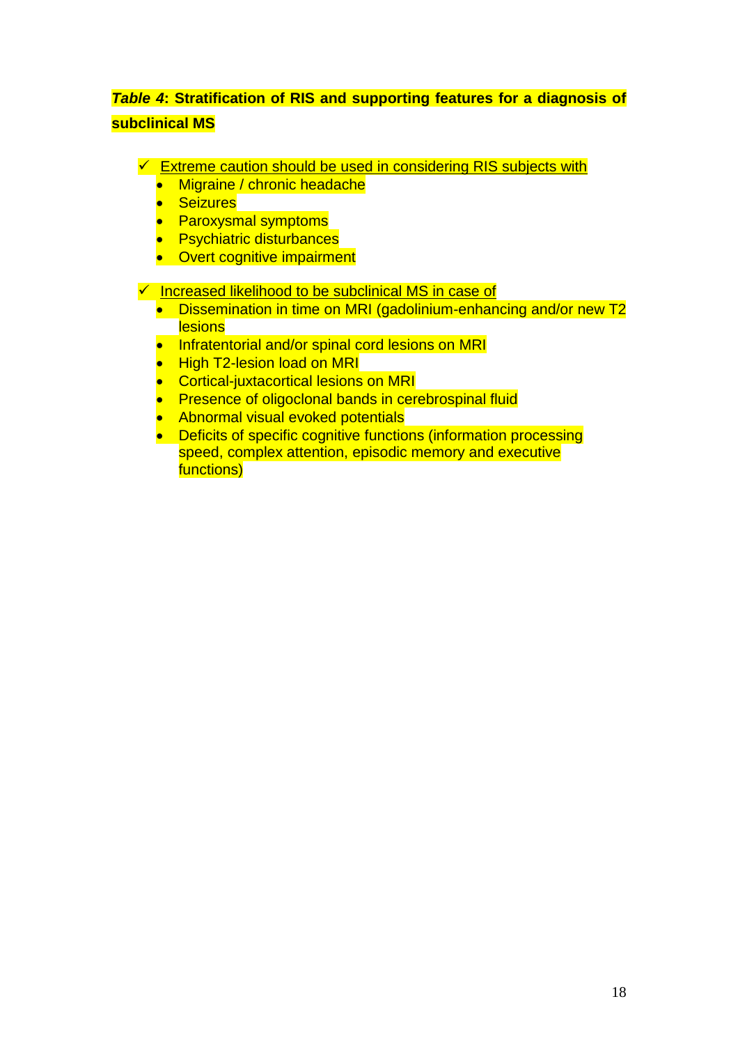***Table 4*: Stratification of RIS and supporting features for a diagnosis of subclinical MS**

- ✓ Extreme caution should be used in considering RIS subjects with
  - Migraine / chronic headache
  - Seizures
  - Paroxysmal symptoms
  - Psychiatric disturbances
  - Overt cognitive impairment

- ✓ Increased likelihood to be subclinical MS in case of
  - Dissemination in time on MRI (gadolinium-enhancing and/or new T2 lesions
  - Infratentorial and/or spinal cord lesions on MRI
  - High T2-lesion load on MRI
  - Cortical-juxtacortical lesions on MRI
  - Presence of oligoclonal bands in cerebrospinal fluid
  - Abnormal visual evoked potentials
  - Deficits of specific cognitive functions (information processing speed, complex attention, episodic memory and executive functions)